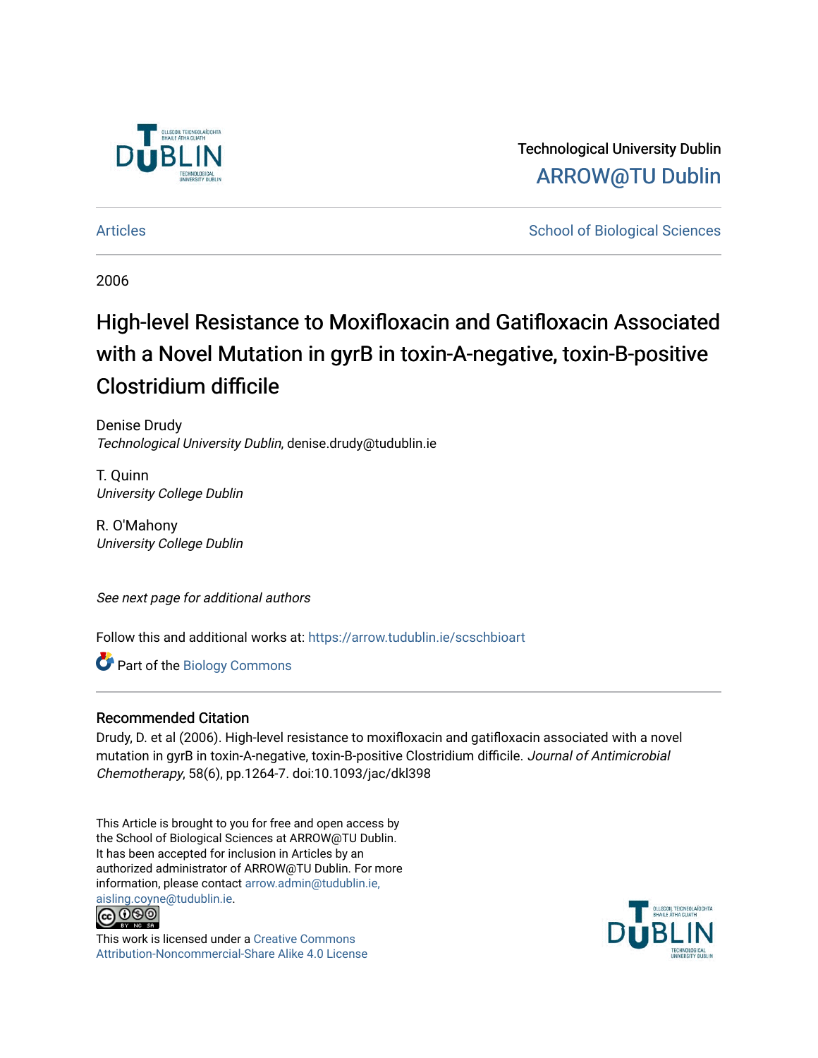Technological University Dublin

ARROW@TU Dublin

Articles

School of Biological Sciences

2006

# High-level Resistance to Moxifloxacin and Gatifloxacin Associated with a Novel Mutation in gyrB in toxin-A-negative, toxin-B-positive Clostridium difficile

Denise Drudy
*Technological University Dublin*, denise.drudy@tudublin.ie

T. Quinn
*University College Dublin*

R. O'Mahony
*University College Dublin*

*See next page for additional authors*

Follow this and additional works at: https://arrow.tudublin.ie/scschbioart

Part of the Biology Commons

## Recommended Citation

Drudy, D. et al (2006). High-level resistance to moxifloxacin and gatifloxacin associated with a novel mutation in gyrB in toxin-A-negative, toxin-B-positive Clostridium difficile. *Journal of Antimicrobial Chemotherapy*, 58(6), pp.1264-7. doi:10.1093/jac/dkl398

This Article is brought to you for free and open access by the School of Biological Sciences at ARROW@TU Dublin. It has been accepted for inclusion in Articles by an authorized administrator of ARROW@TU Dublin. For more information, please contact arrow.admin@tudublin.ie, aisling.coyne@tudublin.ie.

This work is licensed under a Creative Commons Attribution-Noncommercial-Share Alike 4.0 License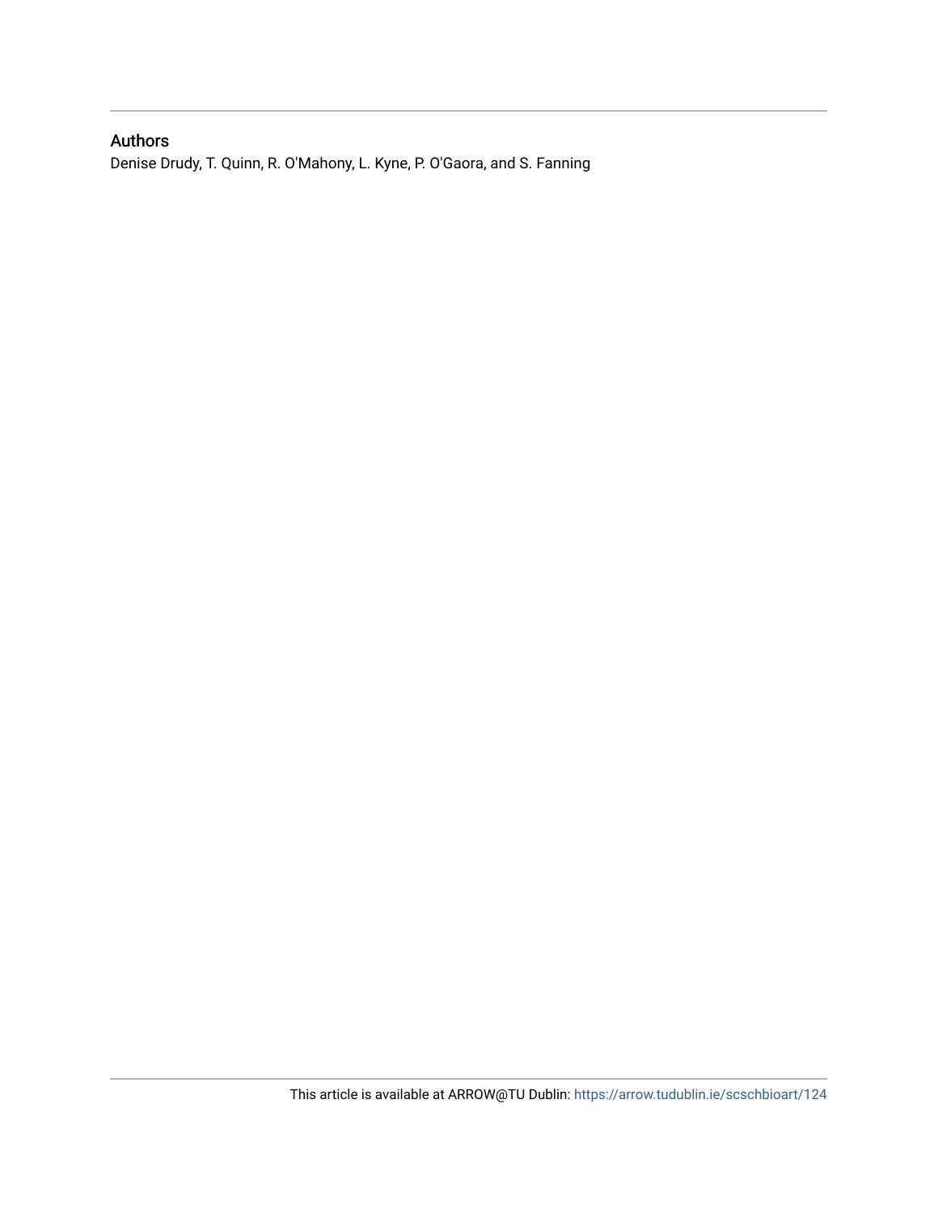## Authors

Denise Drudy, T. Quinn, R. O'Mahony, L. Kyne, P. O'Gaora, and S. Fanning

This article is available at ARROW@TU Dublin: https://arrow.tudublin.ie/scschbioart/124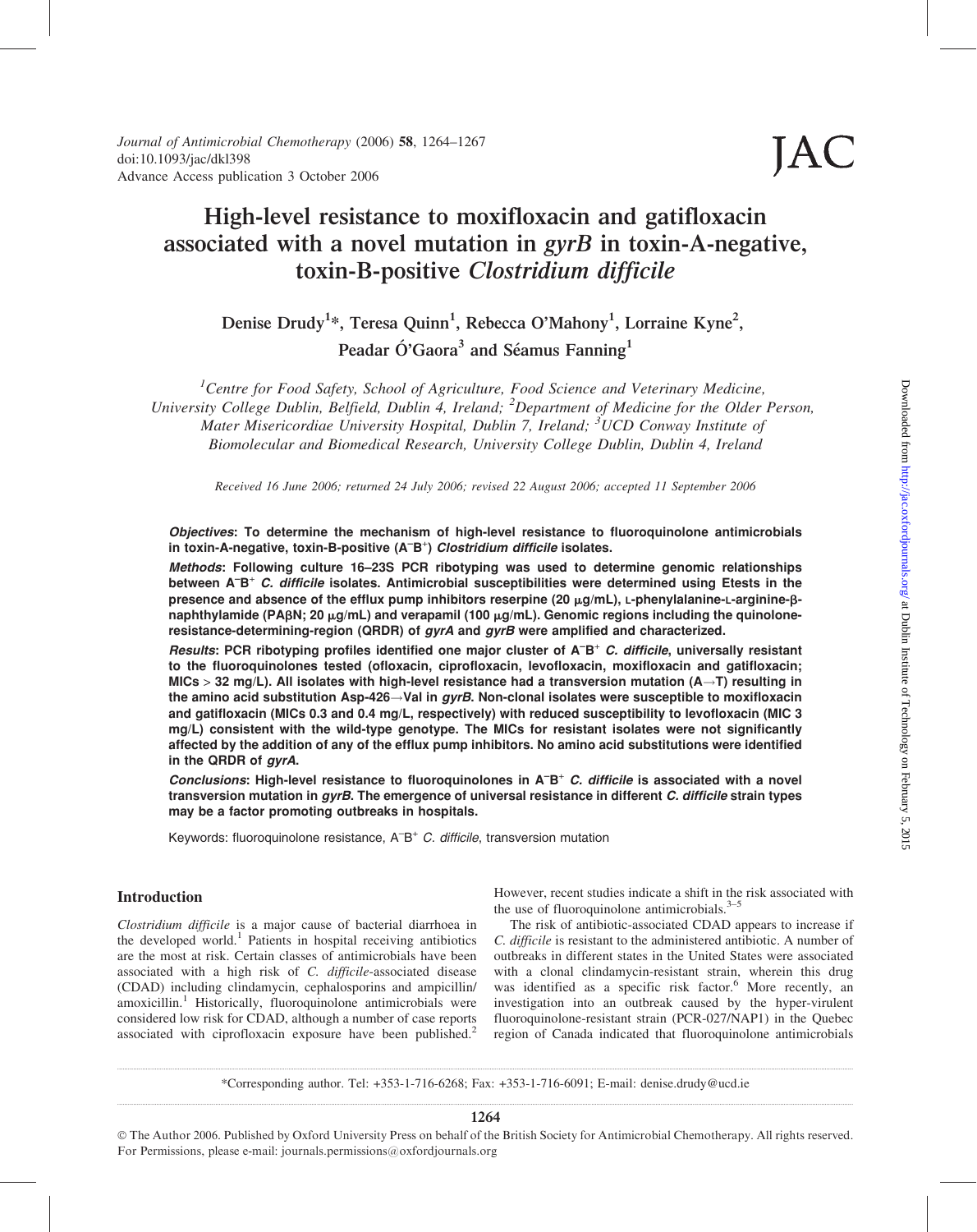# High-level resistance to moxifloxacin and gatifloxacin associated with a novel mutation in *gyrB* in toxin-A-negative, toxin-B-positive *Clostridium difficile*

**Denise Drudy[1]*, Teresa Quinn[1], Rebecca O'Mahony[1], Lorraine Kyne[2], Peadar Ó'Gaora[3] and Séamus Fanning[1]**

[1]*Centre for Food Safety, School of Agriculture, Food Science and Veterinary Medicine, University College Dublin, Belfield, Dublin 4, Ireland;* [2]*Department of Medicine for the Older Person, Mater Misericordiae University Hospital, Dublin 7, Ireland;* [3]*UCD Conway Institute of Biomolecular and Biomedical Research, University College Dublin, Dublin 4, Ireland*

*Received 16 June 2006; returned 24 July 2006; revised 22 August 2006; accepted 11 September 2006*

***Objectives*: To determine the mechanism of high-level resistance to fluoroquinolone antimicrobials in toxin-A-negative, toxin-B-positive ($A^-B^+$) *Clostridium difficile* isolates.**

***Methods*: Following culture 16–23S PCR ribotyping was used to determine genomic relationships between $A^-B^+$ *C. difficile* isolates. Antimicrobial susceptibilities were determined using Etests in the presence and absence of the efflux pump inhibitors reserpine (20 μg/mL), L-phenylalanine-L-arginine-β-naphthylamide (PAβN; 20 μg/mL) and verapamil (100 μg/mL). Genomic regions including the quinolone-resistance-determining-region (QRDR) of *gyrA* and *gyrB* were amplified and characterized.**

***Results*: PCR ribotyping profiles identified one major cluster of $A^-B^+$ *C. difficile*, universally resistant to the fluoroquinolones tested (ofloxacin, ciprofloxacin, levofloxacin, moxifloxacin and gatifloxacin; MICs > 32 mg/L). All isolates with high-level resistance had a transversion mutation (A→T) resulting in the amino acid substitution Asp-426→Val in *gyrB*. Non-clonal isolates were susceptible to moxifloxacin and gatifloxacin (MICs 0.3 and 0.4 mg/L, respectively) with reduced susceptibility to levofloxacin (MIC 3 mg/L) consistent with the wild-type genotype. The MICs for resistant isolates were not significantly affected by the addition of any of the efflux pump inhibitors. No amino acid substitutions were identified in the QRDR of *gyrA*.**

***Conclusions*: High-level resistance to fluoroquinolones in $A^-B^+$ *C. difficile* is associated with a novel transversion mutation in *gyrB*. The emergence of universal resistance in different *C. difficile* strain types may be a factor promoting outbreaks in hospitals.**

Keywords: fluoroquinolone resistance, $A^-B^+$ *C. difficile*, transversion mutation

## Introduction

*Clostridium difficile* is a major cause of bacterial diarrhoea in the developed world.[1] Patients in hospital receiving antibiotics are the most at risk. Certain classes of antimicrobials have been associated with a high risk of *C. difficile*-associated disease (CDAD) including clindamycin, cephalosporins and ampicillin/amoxicillin.[1] Historically, fluoroquinolone antimicrobials were considered low risk for CDAD, although a number of case reports associated with ciprofloxacin exposure have been published.[2] However, recent studies indicate a shift in the risk associated with the use of fluoroquinolone antimicrobials.[3–5]

The risk of antibiotic-associated CDAD appears to increase if *C. difficile* is resistant to the administered antibiotic. A number of outbreaks in different states in the United States were associated with a clonal clindamycin-resistant strain, wherein this drug was identified as a specific risk factor.[6] More recently, an investigation into an outbreak caused by the hyper-virulent fluoroquinolone-resistant strain (PCR-027/NAP1) in the Quebec region of Canada indicated that fluoroquinolone antimicrobials

*Corresponding author. Tel: +353-1-716-6268; Fax: +353-1-716-6091; E-mail: denise.drudy@ucd.ie

© The Author 2006. Published by Oxford University Press on behalf of the British Society for Antimicrobial Chemotherapy. All rights reserved. For Permissions, please e-mail: journals.permissions@oxfordjournals.org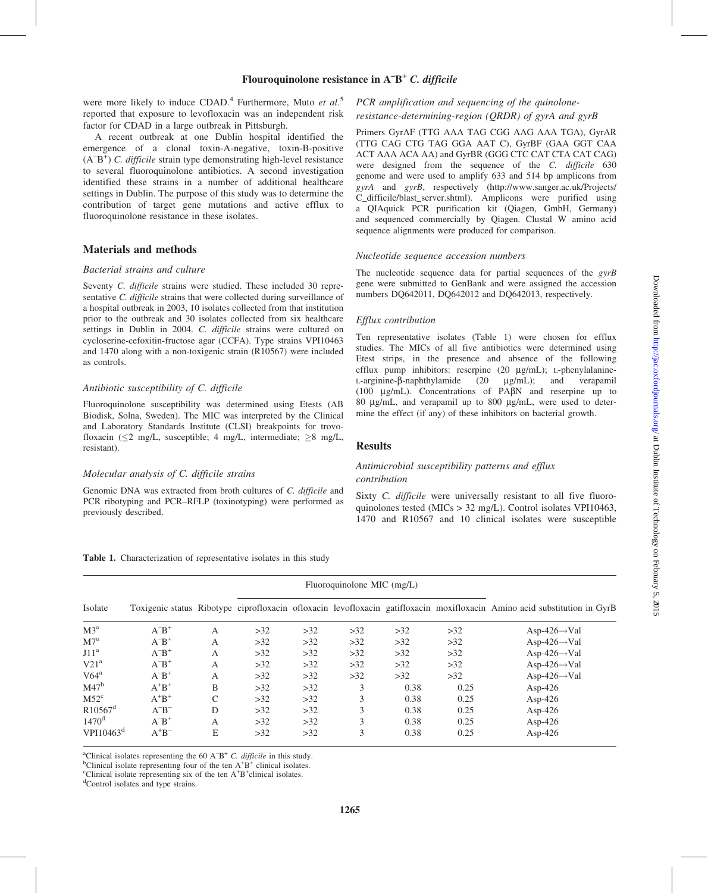were more likely to induce CDAD.[4] Furthermore, Muto *et al*.[5] reported that exposure to levofloxacin was an independent risk factor for CDAD in a large outbreak in Pittsburgh.

A recent outbreak at one Dublin hospital identified the emergence of a clonal toxin-A-negative, toxin-B-positive ($A^-B^+$) *C. difficile* strain type demonstrating high-level resistance to several fluoroquinolone antibiotics. A second investigation identified these strains in a number of additional healthcare settings in Dublin. The purpose of this study was to determine the contribution of target gene mutations and active efflux to fluoroquinolone resistance in these isolates.

## Materials and methods

### Bacterial strains and culture

Seventy *C. difficile* strains were studied. These included 30 representative *C. difficile* strains that were collected during surveillance of a hospital outbreak in 2003, 10 isolates collected from that institution prior to the outbreak and 30 isolates collected from six healthcare settings in Dublin in 2004. *C. difficile* strains were cultured on cycloserine-cefoxitin-fructose agar (CCFA). Type strains VPI10463 and 1470 along with a non-toxigenic strain (R10567) were included as controls.

### Antibiotic susceptibility of C. difficile

Fluoroquinolone susceptibility was determined using Etests (AB Biodisk, Solna, Sweden). The MIC was interpreted by the Clinical and Laboratory Standards Institute (CLSI) breakpoints for trovofloxacin (≤2 mg/L, susceptible; 4 mg/L, intermediate; ≥8 mg/L, resistant).

### Molecular analysis of C. difficile strains

Genomic DNA was extracted from broth cultures of *C. difficile* and PCR ribotyping and PCR–RFLP (toxinotyping) were performed as previously described.

### PCR amplification and sequencing of the quinolone-resistance-determining-region (QRDR) of gyrA and gyrB

Primers GyrAF (TTG AAA TAG CGG AAG AAA TGA), GyrAR (TTG CAG CTG TAG GGA AAT C), GyrBF (GAA GGT CAA ACT AAA ACA AA) and GyrBR (GGG CTC CAT CTA CAT CAG) were designed from the sequence of the *C. difficile* 630 genome and were used to amplify 633 and 514 bp amplicons from *gyrA* and *gyrB*, respectively (http://www.sanger.ac.uk/Projects/C_difficile/blast_server.shtml). Amplicons were purified using a QIAquick PCR purification kit (Qiagen, GmbH, Germany) and sequenced commercially by Qiagen. Clustal W amino acid sequence alignments were produced for comparison.

### Nucleotide sequence accession numbers

The nucleotide sequence data for partial sequences of the *gyrB* gene were submitted to GenBank and were assigned the accession numbers DQ642011, DQ642012 and DQ642013, respectively.

### Efflux contribution

Ten representative isolates (Table 1) were chosen for efflux studies. The MICs of all five antibiotics were determined using Etest strips, in the presence and absence of the following efflux pump inhibitors: reserpine (20 μg/mL); L-phenylalanine-L-arginine-β-naphthylamide (20 μg/mL); and verapamil (100 μg/mL). Concentrations of PAβN and reserpine up to 80 μg/mL, and verapamil up to 800 μg/mL, were used to determine the effect (if any) of these inhibitors on bacterial growth.

## Results

### Antimicrobial susceptibility patterns and efflux contribution

Sixty *C. difficile* were universally resistant to all five fluoroquinolones tested (MICs > 32 mg/L). Control isolates VPI10463, 1470 and R10567 and 10 clinical isolates were susceptible

**Table 1.** Characterization of representative isolates in this study

| Isolate | Toxigenic status | Ribotype | Fluoroquinolone MIC (mg/L) | | | | | Amino acid substitution in GyrB |
|---|---|---|---|---|---|---|---|---|
| | | | ciprofloxacin | ofloxacin | levofloxacin | gatifloxacin | moxifloxacin | |
| M3[a] | $A^-B^+$ | A | >32 | >32 | >32 | >32 | >32 | Asp-426→Val |
| M7[a] | $A^-B^+$ | A | >32 | >32 | >32 | >32 | >32 | Asp-426→Val |
| J11[a] | $A^-B^+$ | A | >32 | >32 | >32 | >32 | >32 | Asp-426→Val |
| V21[a] | $A^-B^+$ | A | >32 | >32 | >32 | >32 | >32 | Asp-426→Val |
| V64[a] | $A^-B^+$ | A | >32 | >32 | >32 | >32 | >32 | Asp-426→Val |
| M47[b] | $A^+B^+$ | B | >32 | >32 | 3 | 0.38 | 0.25 | Asp-426 |
| M52[c] | $A^+B^+$ | C | >32 | >32 | 3 | 0.38 | 0.25 | Asp-426 |
| R10567[d] | $A^-B^-$ | D | >32 | >32 | 3 | 0.38 | 0.25 | Asp-426 |
| 1470[d] | $A^-B^+$ | A | >32 | >32 | 3 | 0.38 | 0.25 | Asp-426 |
| VPI10463[d] | $A^+B^-$ | E | >32 | >32 | 3 | 0.38 | 0.25 | Asp-426 |

[a]Clinical isolates representing the 60 $A^-B^+$ *C. difficile* in this study.
[b]Clinical isolate representing four of the ten $A^+B^+$ clinical isolates.
[c]Clinical isolate representing six of the ten $A^+B^+$ clinical isolates.
[d]Control isolates and type strains.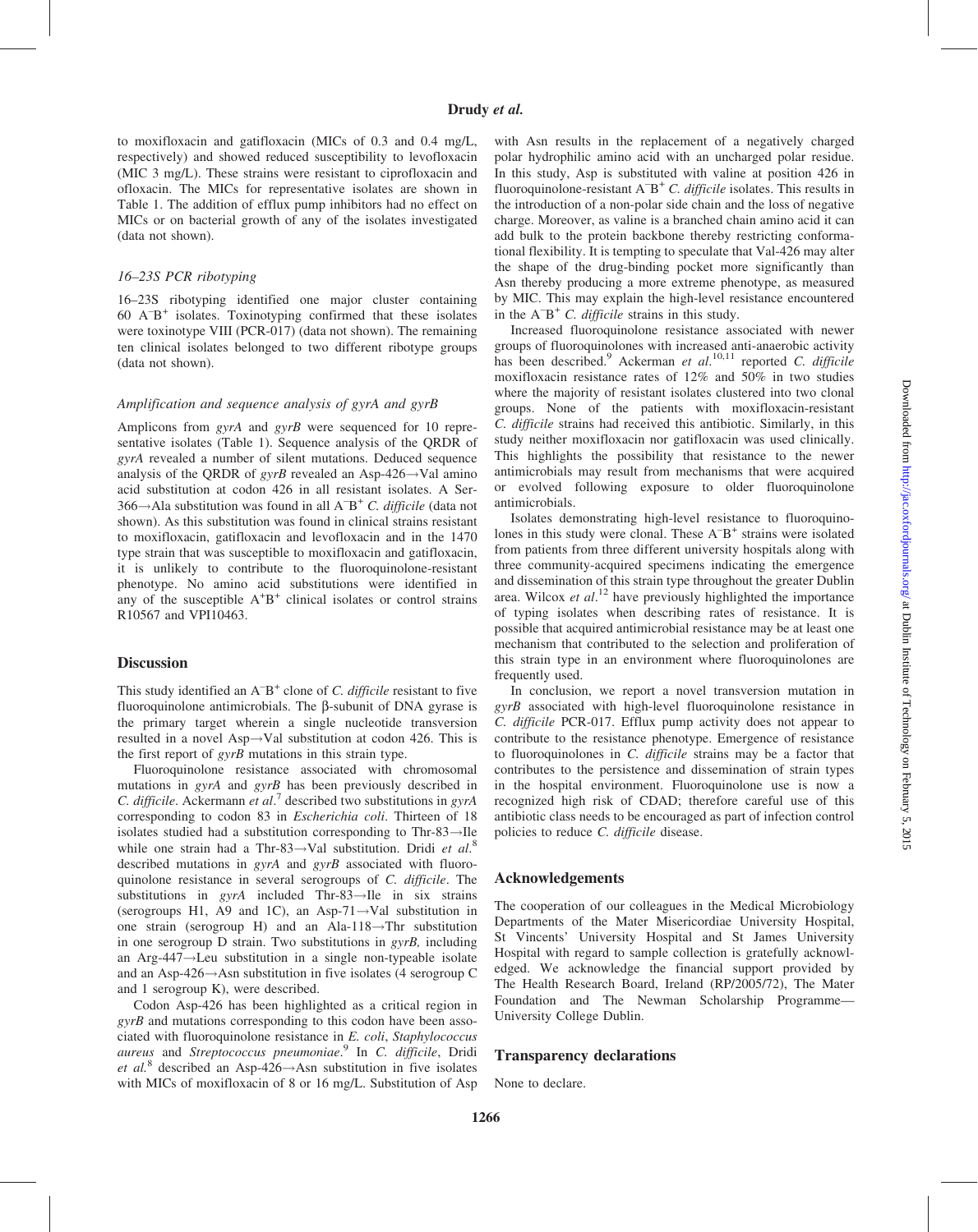to moxifloxacin and gatifloxacin (MICs of 0.3 and 0.4 mg/L, respectively) and showed reduced susceptibility to levofloxacin (MIC 3 mg/L). These strains were resistant to ciprofloxacin and ofloxacin. The MICs for representative isolates are shown in Table 1. The addition of efflux pump inhibitors had no effect on MICs or on bacterial growth of any of the isolates investigated (data not shown).

### 16–23S PCR ribotyping

16–23S ribotyping identified one major cluster containing 60 $A^-B^+$ isolates. Toxinotyping confirmed that these isolates were toxinotype VIII (PCR-017) (data not shown). The remaining ten clinical isolates belonged to two different ribotype groups (data not shown).

### Amplification and sequence analysis of *gyrA* and *gyrB*

Amplicons from *gyrA* and *gyrB* were sequenced for 10 representative isolates (Table 1). Sequence analysis of the QRDR of *gyrA* revealed a number of silent mutations. Deduced sequence analysis of the QRDR of *gyrB* revealed an Asp-426→Val amino acid substitution at codon 426 in all resistant isolates. A Ser-366→Ala substitution was found in all $A^-B^+$ *C. difficile* (data not shown). As this substitution was found in clinical strains resistant to moxifloxacin, gatifloxacin and levofloxacin and in the 1470 type strain that was susceptible to moxifloxacin and gatifloxacin, it is unlikely to contribute to the fluoroquinolone-resistant phenotype. No amino acid substitutions were identified in any of the susceptible $A^+B^+$ clinical isolates or control strains R10567 and VPI10463.

## Discussion

This study identified an $A^-B^+$ clone of *C. difficile* resistant to five fluoroquinolone antimicrobials. The β-subunit of DNA gyrase is the primary target wherein a single nucleotide transversion resulted in a novel Asp→Val substitution at codon 426. This is the first report of *gyrB* mutations in this strain type.

Fluoroquinolone resistance associated with chromosomal mutations in *gyrA* and *gyrB* has been previously described in *C. difficile*. Ackermann *et al*.[7] described two substitutions in *gyrA* corresponding to codon 83 in *Escherichia coli*. Thirteen of 18 isolates studied had a substitution corresponding to Thr-83→Ile while one strain had a Thr-83→Val substitution. Dridi *et al*.[8] described mutations in *gyrA* and *gyrB* associated with fluoroquinolone resistance in several serogroups of *C. difficile*. The substitutions in *gyrA* included Thr-83→Ile in six strains (serogroups H1, A9 and 1C), an Asp-71→Val substitution in one strain (serogroup H) and an Ala-118→Thr substitution in one serogroup D strain. Two substitutions in *gyrB,* including an Arg-447→Leu substitution in a single non-typeable isolate and an Asp-426→Asn substitution in five isolates (4 serogroup C and 1 serogroup K), were described.

Codon Asp-426 has been highlighted as a critical region in *gyrB* and mutations corresponding to this codon have been associated with fluoroquinolone resistance in *E. coli*, *Staphylococcus aureus* and *Streptococcus pneumoniae*.[9] In *C. difficile*, Dridi *et al.*[8] described an Asp-426→Asn substitution in five isolates with MICs of moxifloxacin of 8 or 16 mg/L. Substitution of Asp with Asn results in the replacement of a negatively charged polar hydrophilic amino acid with an uncharged polar residue. In this study, Asp is substituted with valine at position 426 in fluoroquinolone-resistant $A^-B^+$ *C. difficile* isolates. This results in the introduction of a non-polar side chain and the loss of negative charge. Moreover, as valine is a branched chain amino acid it can add bulk to the protein backbone thereby restricting conformational flexibility. It is tempting to speculate that Val-426 may alter the shape of the drug-binding pocket more significantly than Asn thereby producing a more extreme phenotype, as measured by MIC. This may explain the high-level resistance encountered in the $A^-B^+$ *C. difficile* strains in this study.

Increased fluoroquinolone resistance associated with newer groups of fluoroquinolones with increased anti-anaerobic activity has been described.[9] Ackerman *et al*.[10,11] reported *C. difficile* moxifloxacin resistance rates of 12% and 50% in two studies where the majority of resistant isolates clustered into two clonal groups. None of the patients with moxifloxacin-resistant *C. difficile* strains had received this antibiotic. Similarly, in this study neither moxifloxacin nor gatifloxacin was used clinically. This highlights the possibility that resistance to the newer antimicrobials may result from mechanisms that were acquired or evolved following exposure to older fluoroquinolone antimicrobials.

Isolates demonstrating high-level resistance to fluoroquinolones in this study were clonal. These $A^-B^+$ strains were isolated from patients from three different university hospitals along with three community-acquired specimens indicating the emergence and dissemination of this strain type throughout the greater Dublin area. Wilcox *et al*.[12] have previously highlighted the importance of typing isolates when describing rates of resistance. It is possible that acquired antimicrobial resistance may be at least one mechanism that contributed to the selection and proliferation of this strain type in an environment where fluoroquinolones are frequently used.

In conclusion, we report a novel transversion mutation in *gyrB* associated with high-level fluoroquinolone resistance in *C. difficile* PCR-017. Efflux pump activity does not appear to contribute to the resistance phenotype. Emergence of resistance to fluoroquinolones in *C. difficile* strains may be a factor that contributes to the persistence and dissemination of strain types in the hospital environment. Fluoroquinolone use is now a recognized high risk of CDAD; therefore careful use of this antibiotic class needs to be encouraged as part of infection control policies to reduce *C. difficile* disease.

## Acknowledgements

The cooperation of our colleagues in the Medical Microbiology Departments of the Mater Misericordiae University Hospital, St Vincents' University Hospital and St James University Hospital with regard to sample collection is gratefully acknowledged. We acknowledge the financial support provided by The Health Research Board, Ireland (RP/2005/72), The Mater Foundation and The Newman Scholarship Programme—University College Dublin.

## Transparency declarations

None to declare.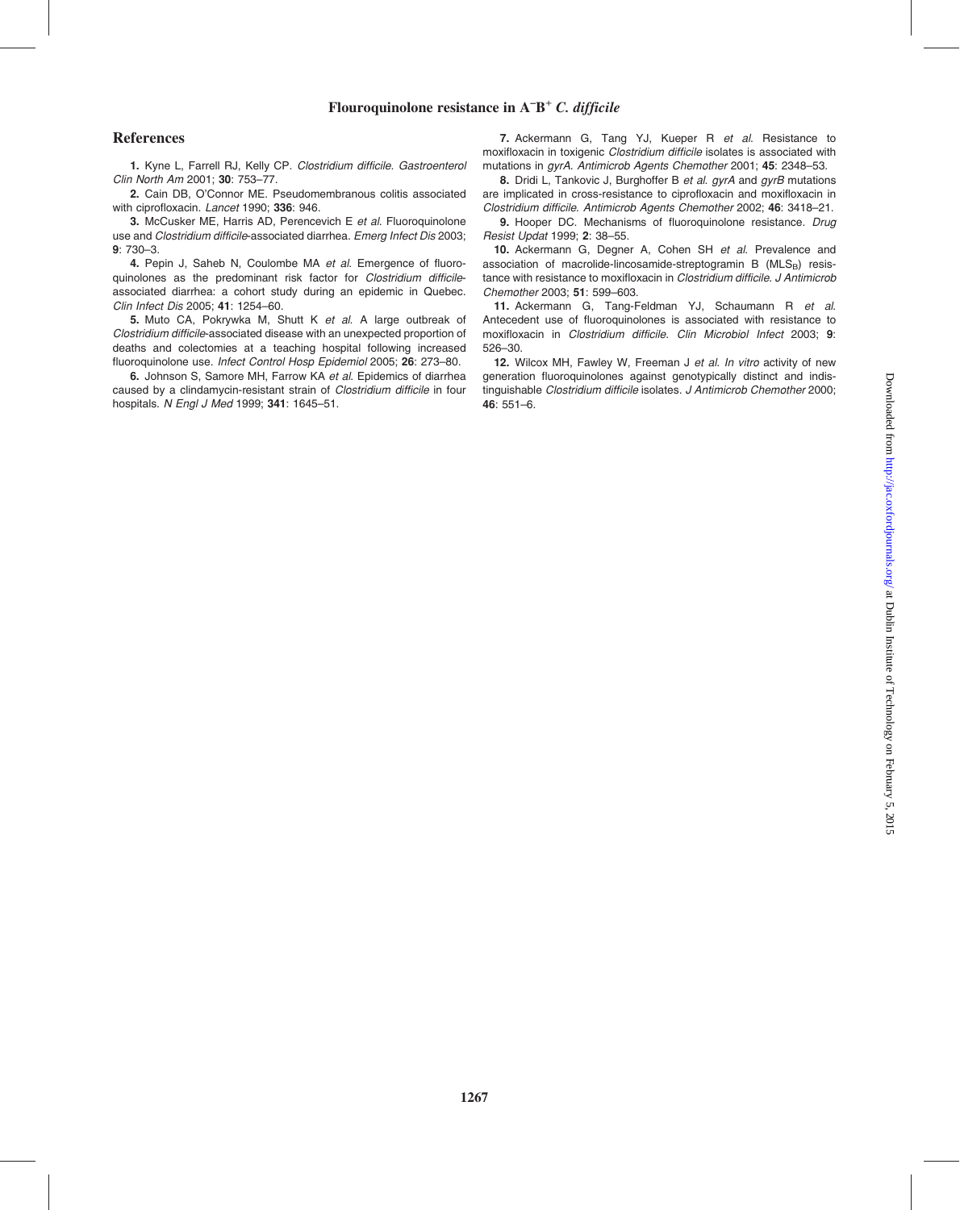## References

**1.** Kyne L, Farrell RJ, Kelly CP. *Clostridium difficile*. *Gastroenterol Clin North Am* 2001; **30**: 753–77.

**2.** Cain DB, O'Connor ME. Pseudomembranous colitis associated with ciprofloxacin. *Lancet* 1990; **336**: 946.

**3.** McCusker ME, Harris AD, Perencevich E *et al.* Fluoroquinolone use and *Clostridium difficile*-associated diarrhea. *Emerg Infect Dis* 2003; **9**: 730–3.

**4.** Pepin J, Saheb N, Coulombe MA *et al.* Emergence of fluoroquinolones as the predominant risk factor for *Clostridium difficile*-associated diarrhea: a cohort study during an epidemic in Quebec. *Clin Infect Dis* 2005; **41**: 1254–60.

**5.** Muto CA, Pokrywka M, Shutt K *et al.* A large outbreak of *Clostridium difficile*-associated disease with an unexpected proportion of deaths and colectomies at a teaching hospital following increased fluoroquinolone use. *Infect Control Hosp Epidemiol* 2005; **26**: 273–80.

**6.** Johnson S, Samore MH, Farrow KA *et al.* Epidemics of diarrhea caused by a clindamycin-resistant strain of *Clostridium difficile* in four hospitals. *N Engl J Med* 1999; **341**: 1645–51.

**7.** Ackermann G, Tang YJ, Kueper R *et al.* Resistance to moxifloxacin in toxigenic *Clostridium difficile* isolates is associated with mutations in *gyrA*. *Antimicrob Agents Chemother* 2001; **45**: 2348–53.

**8.** Dridi L, Tankovic J, Burghoffer B *et al.* *gyrA* and *gyrB* mutations are implicated in cross-resistance to ciprofloxacin and moxifloxacin in *Clostridium difficile*. *Antimicrob Agents Chemother* 2002; **46**: 3418–21.

**9.** Hooper DC. Mechanisms of fluoroquinolone resistance. *Drug Resist Updat* 1999; **2**: 38–55.

**10.** Ackermann G, Degner A, Cohen SH *et al.* Prevalence and association of macrolide-lincosamide-streptogramin B ($MLS_B$) resistance with resistance to moxifloxacin in *Clostridium difficile*. *J Antimicrob Chemother* 2003; **51**: 599–603.

**11.** Ackermann G, Tang-Feldman YJ, Schaumann R *et al.* Antecedent use of fluoroquinolones is associated with resistance to moxifloxacin in *Clostridium difficile*. *Clin Microbiol Infect* 2003; **9**: 526–30.

**12.** Wilcox MH, Fawley W, Freeman J *et al.* *In vitro* activity of new generation fluoroquinolones against genotypically distinct and indistinguishable *Clostridium difficile* isolates. *J Antimicrob Chemother* 2000; **46**: 551–6.